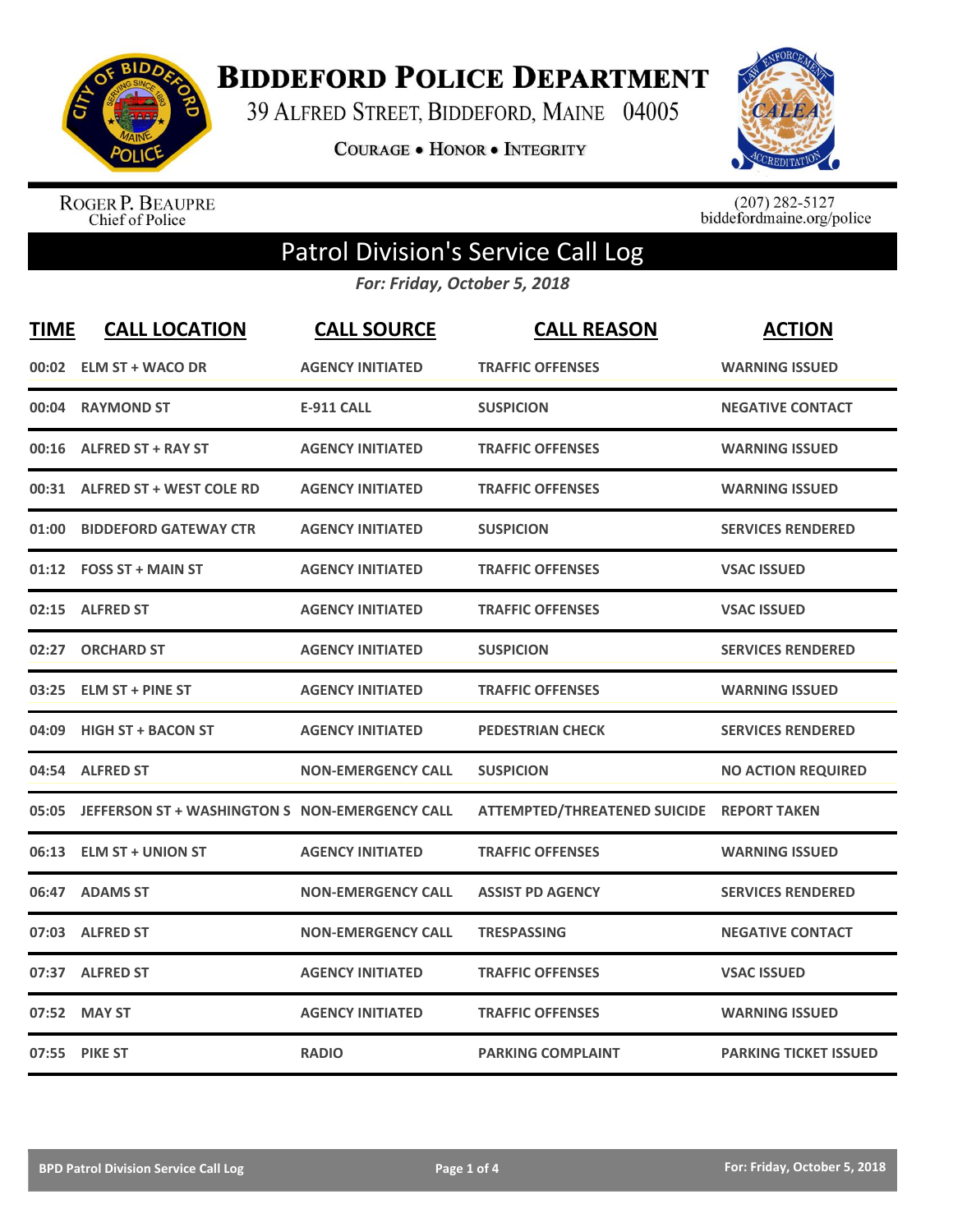# Biddeford Police Department

39 Alfred Street, Biddeford, Maine 04005

Courage • Honor • Integrity

Roger P. Beaupre
Chief of Police

(207) 282-5127
biddefordmaine.org/police

## Patrol Division's Service Call Log

*For: Friday, October 5, 2018*

| TIME | CALL LOCATION | CALL SOURCE | CALL REASON | ACTION |
|---|---|---|---|---|
| 00:02 | ELM ST + WACO DR | AGENCY INITIATED | TRAFFIC OFFENSES | WARNING ISSUED |
| 00:04 | RAYMOND ST | E-911 CALL | SUSPICION | NEGATIVE CONTACT |
| 00:16 | ALFRED ST + RAY ST | AGENCY INITIATED | TRAFFIC OFFENSES | WARNING ISSUED |
| 00:31 | ALFRED ST + WEST COLE RD | AGENCY INITIATED | TRAFFIC OFFENSES | WARNING ISSUED |
| 01:00 | BIDDEFORD GATEWAY CTR | AGENCY INITIATED | SUSPICION | SERVICES RENDERED |
| 01:12 | FOSS ST + MAIN ST | AGENCY INITIATED | TRAFFIC OFFENSES | VSAC ISSUED |
| 02:15 | ALFRED ST | AGENCY INITIATED | TRAFFIC OFFENSES | VSAC ISSUED |
| 02:27 | ORCHARD ST | AGENCY INITIATED | SUSPICION | SERVICES RENDERED |
| 03:25 | ELM ST + PINE ST | AGENCY INITIATED | TRAFFIC OFFENSES | WARNING ISSUED |
| 04:09 | HIGH ST + BACON ST | AGENCY INITIATED | PEDESTRIAN CHECK | SERVICES RENDERED |
| 04:54 | ALFRED ST | NON-EMERGENCY CALL | SUSPICION | NO ACTION REQUIRED |
| 05:05 | JEFFERSON ST + WASHINGTON S | NON-EMERGENCY CALL | ATTEMPTED/THREATENED SUICIDE | REPORT TAKEN |
| 06:13 | ELM ST + UNION ST | AGENCY INITIATED | TRAFFIC OFFENSES | WARNING ISSUED |
| 06:47 | ADAMS ST | NON-EMERGENCY CALL | ASSIST PD AGENCY | SERVICES RENDERED |
| 07:03 | ALFRED ST | NON-EMERGENCY CALL | TRESPASSING | NEGATIVE CONTACT |
| 07:37 | ALFRED ST | AGENCY INITIATED | TRAFFIC OFFENSES | VSAC ISSUED |
| 07:52 | MAY ST | AGENCY INITIATED | TRAFFIC OFFENSES | WARNING ISSUED |
| 07:55 | PIKE ST | RADIO | PARKING COMPLAINT | PARKING TICKET ISSUED |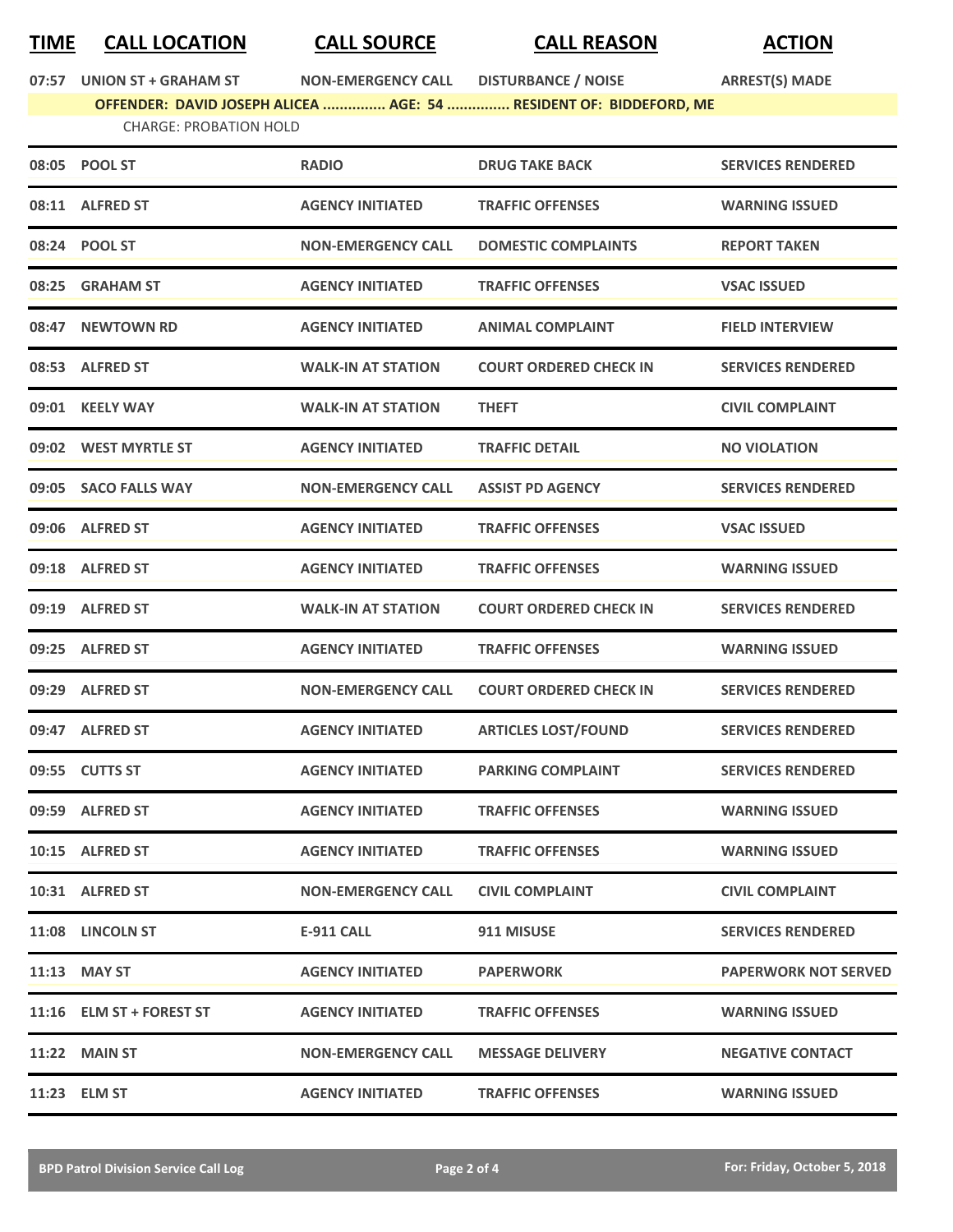| TIME | CALL LOCATION | CALL SOURCE | CALL REASON | ACTION |
|---|---|---|---|---|
| 07:57 | UNION ST + GRAHAM ST | NON-EMERGENCY CALL | DISTURBANCE / NOISE | ARREST(S) MADE |
| | OFFENDER: DAVID JOSEPH ALICEA ............... AGE: 54 ............... RESIDENT OF: BIDDEFORD, ME | | | |
| | CHARGE: PROBATION HOLD | | | |
| 08:05 | POOL ST | RADIO | DRUG TAKE BACK | SERVICES RENDERED |
| 08:11 | ALFRED ST | AGENCY INITIATED | TRAFFIC OFFENSES | WARNING ISSUED |
| 08:24 | POOL ST | NON-EMERGENCY CALL | DOMESTIC COMPLAINTS | REPORT TAKEN |
| 08:25 | GRAHAM ST | AGENCY INITIATED | TRAFFIC OFFENSES | VSAC ISSUED |
| 08:47 | NEWTOWN RD | AGENCY INITIATED | ANIMAL COMPLAINT | FIELD INTERVIEW |
| 08:53 | ALFRED ST | WALK-IN AT STATION | COURT ORDERED CHECK IN | SERVICES RENDERED |
| 09:01 | KEELY WAY | WALK-IN AT STATION | THEFT | CIVIL COMPLAINT |
| 09:02 | WEST MYRTLE ST | AGENCY INITIATED | TRAFFIC DETAIL | NO VIOLATION |
| 09:05 | SACO FALLS WAY | NON-EMERGENCY CALL | ASSIST PD AGENCY | SERVICES RENDERED |
| 09:06 | ALFRED ST | AGENCY INITIATED | TRAFFIC OFFENSES | VSAC ISSUED |
| 09:18 | ALFRED ST | AGENCY INITIATED | TRAFFIC OFFENSES | WARNING ISSUED |
| 09:19 | ALFRED ST | WALK-IN AT STATION | COURT ORDERED CHECK IN | SERVICES RENDERED |
| 09:25 | ALFRED ST | AGENCY INITIATED | TRAFFIC OFFENSES | WARNING ISSUED |
| 09:29 | ALFRED ST | NON-EMERGENCY CALL | COURT ORDERED CHECK IN | SERVICES RENDERED |
| 09:47 | ALFRED ST | AGENCY INITIATED | ARTICLES LOST/FOUND | SERVICES RENDERED |
| 09:55 | CUTTS ST | AGENCY INITIATED | PARKING COMPLAINT | SERVICES RENDERED |
| 09:59 | ALFRED ST | AGENCY INITIATED | TRAFFIC OFFENSES | WARNING ISSUED |
| 10:15 | ALFRED ST | AGENCY INITIATED | TRAFFIC OFFENSES | WARNING ISSUED |
| 10:31 | ALFRED ST | NON-EMERGENCY CALL | CIVIL COMPLAINT | CIVIL COMPLAINT |
| 11:08 | LINCOLN ST | E-911 CALL | 911 MISUSE | SERVICES RENDERED |
| 11:13 | MAY ST | AGENCY INITIATED | PAPERWORK | PAPERWORK NOT SERVED |
| 11:16 | ELM ST + FOREST ST | AGENCY INITIATED | TRAFFIC OFFENSES | WARNING ISSUED |
| 11:22 | MAIN ST | NON-EMERGENCY CALL | MESSAGE DELIVERY | NEGATIVE CONTACT |
| 11:23 | ELM ST | AGENCY INITIATED | TRAFFIC OFFENSES | WARNING ISSUED |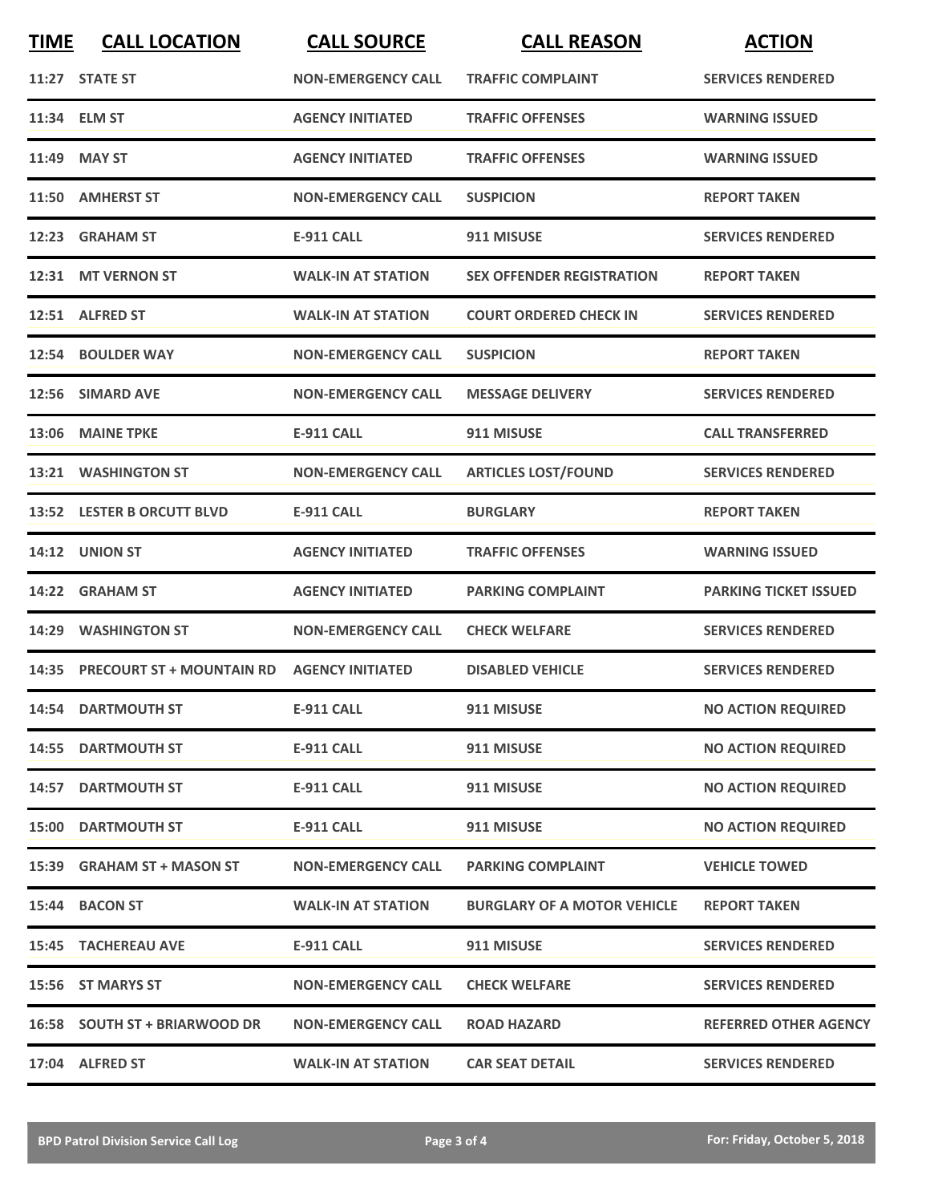| TIME | CALL LOCATION | CALL SOURCE | CALL REASON | ACTION |
|---|---|---|---|---|
| 11:27 | STATE ST | NON-EMERGENCY CALL | TRAFFIC COMPLAINT | SERVICES RENDERED |
| 11:34 | ELM ST | AGENCY INITIATED | TRAFFIC OFFENSES | WARNING ISSUED |
| 11:49 | MAY ST | AGENCY INITIATED | TRAFFIC OFFENSES | WARNING ISSUED |
| 11:50 | AMHERST ST | NON-EMERGENCY CALL | SUSPICION | REPORT TAKEN |
| 12:23 | GRAHAM ST | E-911 CALL | 911 MISUSE | SERVICES RENDERED |
| 12:31 | MT VERNON ST | WALK-IN AT STATION | SEX OFFENDER REGISTRATION | REPORT TAKEN |
| 12:51 | ALFRED ST | WALK-IN AT STATION | COURT ORDERED CHECK IN | SERVICES RENDERED |
| 12:54 | BOULDER WAY | NON-EMERGENCY CALL | SUSPICION | REPORT TAKEN |
| 12:56 | SIMARD AVE | NON-EMERGENCY CALL | MESSAGE DELIVERY | SERVICES RENDERED |
| 13:06 | MAINE TPKE | E-911 CALL | 911 MISUSE | CALL TRANSFERRED |
| 13:21 | WASHINGTON ST | NON-EMERGENCY CALL | ARTICLES LOST/FOUND | SERVICES RENDERED |
| 13:52 | LESTER B ORCUTT BLVD | E-911 CALL | BURGLARY | REPORT TAKEN |
| 14:12 | UNION ST | AGENCY INITIATED | TRAFFIC OFFENSES | WARNING ISSUED |
| 14:22 | GRAHAM ST | AGENCY INITIATED | PARKING COMPLAINT | PARKING TICKET ISSUED |
| 14:29 | WASHINGTON ST | NON-EMERGENCY CALL | CHECK WELFARE | SERVICES RENDERED |
| 14:35 | PRECOURT ST + MOUNTAIN RD | AGENCY INITIATED | DISABLED VEHICLE | SERVICES RENDERED |
| 14:54 | DARTMOUTH ST | E-911 CALL | 911 MISUSE | NO ACTION REQUIRED |
| 14:55 | DARTMOUTH ST | E-911 CALL | 911 MISUSE | NO ACTION REQUIRED |
| 14:57 | DARTMOUTH ST | E-911 CALL | 911 MISUSE | NO ACTION REQUIRED |
| 15:00 | DARTMOUTH ST | E-911 CALL | 911 MISUSE | NO ACTION REQUIRED |
| 15:39 | GRAHAM ST + MASON ST | NON-EMERGENCY CALL | PARKING COMPLAINT | VEHICLE TOWED |
| 15:44 | BACON ST | WALK-IN AT STATION | BURGLARY OF A MOTOR VEHICLE | REPORT TAKEN |
| 15:45 | TACHEREAU AVE | E-911 CALL | 911 MISUSE | SERVICES RENDERED |
| 15:56 | ST MARYS ST | NON-EMERGENCY CALL | CHECK WELFARE | SERVICES RENDERED |
| 16:58 | SOUTH ST + BRIARWOOD DR | NON-EMERGENCY CALL | ROAD HAZARD | REFERRED OTHER AGENCY |
| 17:04 | ALFRED ST | WALK-IN AT STATION | CAR SEAT DETAIL | SERVICES RENDERED |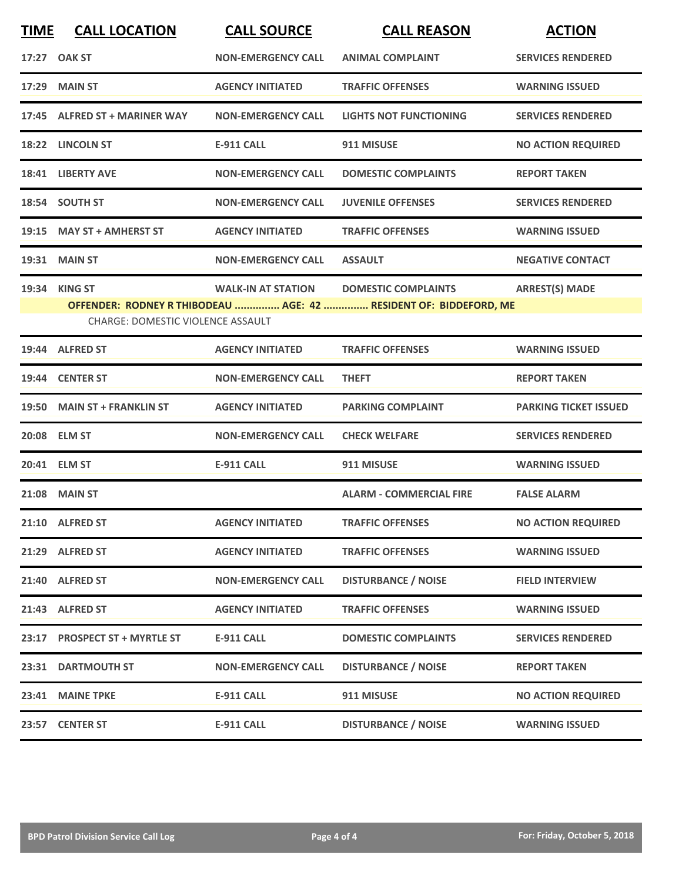| TIME | CALL LOCATION | CALL SOURCE | CALL REASON | ACTION |
|---|---|---|---|---|
| 17:27 | OAK ST | NON-EMERGENCY CALL | ANIMAL COMPLAINT | SERVICES RENDERED |
| 17:29 | MAIN ST | AGENCY INITIATED | TRAFFIC OFFENSES | WARNING ISSUED |
| 17:45 | ALFRED ST + MARINER WAY | NON-EMERGENCY CALL | LIGHTS NOT FUNCTIONING | SERVICES RENDERED |
| 18:22 | LINCOLN ST | E-911 CALL | 911 MISUSE | NO ACTION REQUIRED |
| 18:41 | LIBERTY AVE | NON-EMERGENCY CALL | DOMESTIC COMPLAINTS | REPORT TAKEN |
| 18:54 | SOUTH ST | NON-EMERGENCY CALL | JUVENILE OFFENSES | SERVICES RENDERED |
| 19:15 | MAY ST + AMHERST ST | AGENCY INITIATED | TRAFFIC OFFENSES | WARNING ISSUED |
| 19:31 | MAIN ST | NON-EMERGENCY CALL | ASSAULT | NEGATIVE CONTACT |
| 19:34 | KING ST | WALK-IN AT STATION | DOMESTIC COMPLAINTS | ARREST(S) MADE |
| | OFFENDER: RODNEY R THIBODEAU ............... AGE: 42 ............... RESIDENT OF: BIDDEFORD, ME | | | |
| | CHARGE: DOMESTIC VIOLENCE ASSAULT | | | |
| 19:44 | ALFRED ST | AGENCY INITIATED | TRAFFIC OFFENSES | WARNING ISSUED |
| 19:44 | CENTER ST | NON-EMERGENCY CALL | THEFT | REPORT TAKEN |
| 19:50 | MAIN ST + FRANKLIN ST | AGENCY INITIATED | PARKING COMPLAINT | PARKING TICKET ISSUED |
| 20:08 | ELM ST | NON-EMERGENCY CALL | CHECK WELFARE | SERVICES RENDERED |
| 20:41 | ELM ST | E-911 CALL | 911 MISUSE | WARNING ISSUED |
| 21:08 | MAIN ST | | ALARM - COMMERCIAL FIRE | FALSE ALARM |
| 21:10 | ALFRED ST | AGENCY INITIATED | TRAFFIC OFFENSES | NO ACTION REQUIRED |
| 21:29 | ALFRED ST | AGENCY INITIATED | TRAFFIC OFFENSES | WARNING ISSUED |
| 21:40 | ALFRED ST | NON-EMERGENCY CALL | DISTURBANCE / NOISE | FIELD INTERVIEW |
| 21:43 | ALFRED ST | AGENCY INITIATED | TRAFFIC OFFENSES | WARNING ISSUED |
| 23:17 | PROSPECT ST + MYRTLE ST | E-911 CALL | DOMESTIC COMPLAINTS | SERVICES RENDERED |
| 23:31 | DARTMOUTH ST | NON-EMERGENCY CALL | DISTURBANCE / NOISE | REPORT TAKEN |
| 23:41 | MAINE TPKE | E-911 CALL | 911 MISUSE | NO ACTION REQUIRED |
| 23:57 | CENTER ST | E-911 CALL | DISTURBANCE / NOISE | WARNING ISSUED |